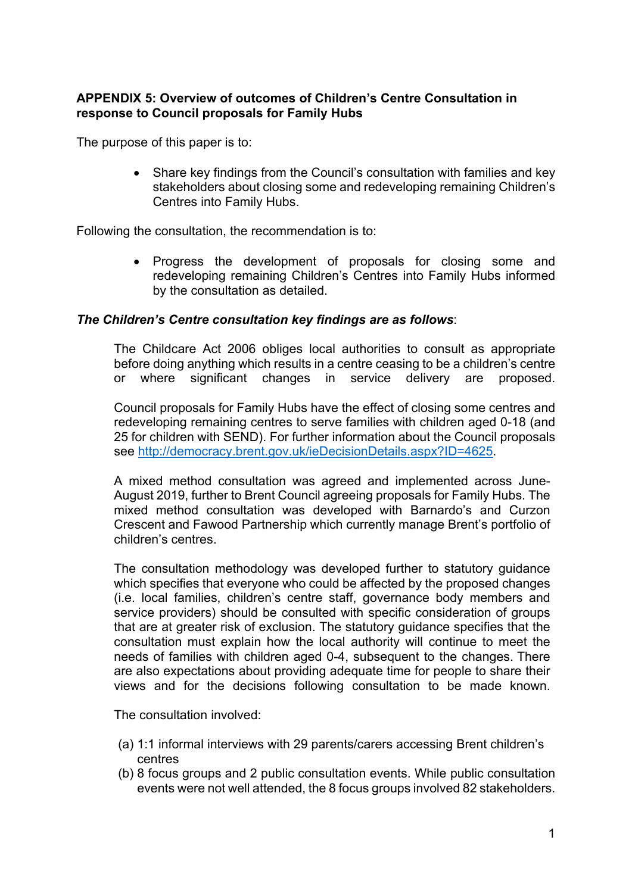**APPENDIX 5: Overview of outcomes of Children's Centre Consultation in response to Council proposals for Family Hubs**

The purpose of this paper is to:

- Share key findings from the Council's consultation with families and key stakeholders about closing some and redeveloping remaining Children's Centres into Family Hubs.

Following the consultation, the recommendation is to:

- Progress the development of proposals for closing some and redeveloping remaining Children's Centres into Family Hubs informed by the consultation as detailed.

***The Children's Centre consultation key findings are as follows***:

The Childcare Act 2006 obliges local authorities to consult as appropriate before doing anything which results in a centre ceasing to be a children's centre or where significant changes in service delivery are proposed.

Council proposals for Family Hubs have the effect of closing some centres and redeveloping remaining centres to serve families with children aged 0-18 (and 25 for children with SEND). For further information about the Council proposals see [http://democracy.brent.gov.uk/ieDecisionDetails.aspx?ID=4625](http://democracy.brent.gov.uk/ieDecisionDetails.aspx?ID=4625).

A mixed method consultation was agreed and implemented across June-August 2019, further to Brent Council agreeing proposals for Family Hubs. The mixed method consultation was developed with Barnardo's and Curzon Crescent and Fawood Partnership which currently manage Brent's portfolio of children's centres.

The consultation methodology was developed further to statutory guidance which specifies that everyone who could be affected by the proposed changes (i.e. local families, children's centre staff, governance body members and service providers) should be consulted with specific consideration of groups that are at greater risk of exclusion. The statutory guidance specifies that the consultation must explain how the local authority will continue to meet the needs of families with children aged 0-4, subsequent to the changes. There are also expectations about providing adequate time for people to share their views and for the decisions following consultation to be made known.

The consultation involved:

(a) 1:1 informal interviews with 29 parents/carers accessing Brent children's centres
(b) 8 focus groups and 2 public consultation events. While public consultation events were not well attended, the 8 focus groups involved 82 stakeholders.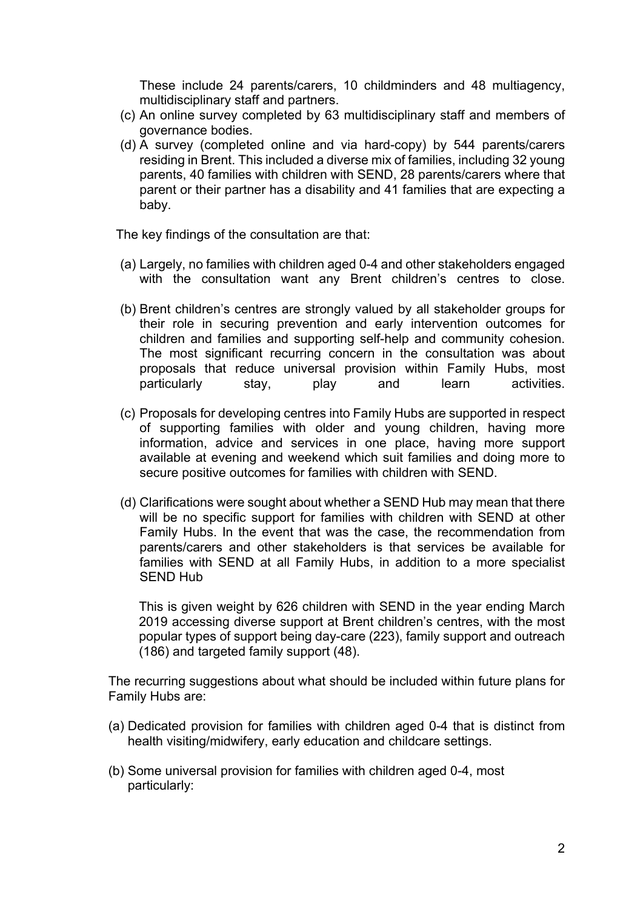These include 24 parents/carers, 10 childminders and 48 multiagency, multidisciplinary staff and partners.

(c) An online survey completed by 63 multidisciplinary staff and members of governance bodies.

(d) A survey (completed online and via hard-copy) by 544 parents/carers residing in Brent. This included a diverse mix of families, including 32 young parents, 40 families with children with SEND, 28 parents/carers where that parent or their partner has a disability and 41 families that are expecting a baby.

The key findings of the consultation are that:

(a) Largely, no families with children aged 0-4 and other stakeholders engaged with the consultation want any Brent children's centres to close.

(b) Brent children's centres are strongly valued by all stakeholder groups for their role in securing prevention and early intervention outcomes for children and families and supporting self-help and community cohesion. The most significant recurring concern in the consultation was about proposals that reduce universal provision within Family Hubs, most particularly stay, play and learn activities.

(c) Proposals for developing centres into Family Hubs are supported in respect of supporting families with older and young children, having more information, advice and services in one place, having more support available at evening and weekend which suit families and doing more to secure positive outcomes for families with children with SEND.

(d) Clarifications were sought about whether a SEND Hub may mean that there will be no specific support for families with children with SEND at other Family Hubs. In the event that was the case, the recommendation from parents/carers and other stakeholders is that services be available for families with SEND at all Family Hubs, in addition to a more specialist SEND Hub

This is given weight by 626 children with SEND in the year ending March 2019 accessing diverse support at Brent children's centres, with the most popular types of support being day-care (223), family support and outreach (186) and targeted family support (48).

The recurring suggestions about what should be included within future plans for Family Hubs are:

(a) Dedicated provision for families with children aged 0-4 that is distinct from health visiting/midwifery, early education and childcare settings.

(b) Some universal provision for families with children aged 0-4, most particularly: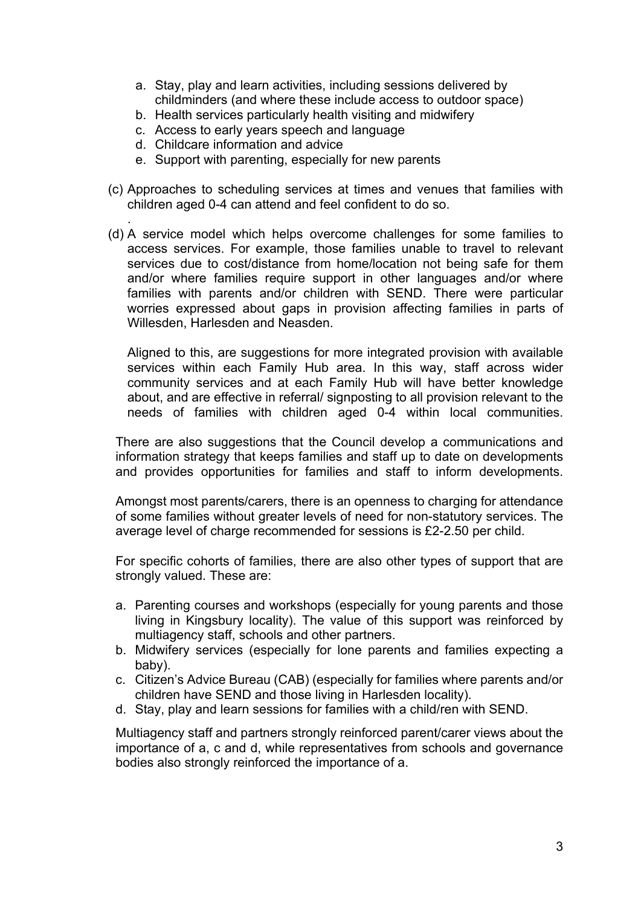a. Stay, play and learn activities, including sessions delivered by childminders (and where these include access to outdoor space)
   b. Health services particularly health visiting and midwifery
   c. Access to early years speech and language
   d. Childcare information and advice
   e. Support with parenting, especially for new parents

(c) Approaches to scheduling services at times and venues that families with children aged 0-4 can attend and feel confident to do so.

(d) A service model which helps overcome challenges for some families to access services. For example, those families unable to travel to relevant services due to cost/distance from home/location not being safe for them and/or where families require support in other languages and/or where families with parents and/or children with SEND. There were particular worries expressed about gaps in provision affecting families in parts of Willesden, Harlesden and Neasden.

   Aligned to this, are suggestions for more integrated provision with available services within each Family Hub area. In this way, staff across wider community services and at each Family Hub will have better knowledge about, and are effective in referral/ signposting to all provision relevant to the needs of families with children aged 0-4 within local communities.

There are also suggestions that the Council develop a communications and information strategy that keeps families and staff up to date on developments and provides opportunities for families and staff to inform developments.

Amongst most parents/carers, there is an openness to charging for attendance of some families without greater levels of need for non-statutory services. The average level of charge recommended for sessions is £2-2.50 per child.

For specific cohorts of families, there are also other types of support that are strongly valued. These are:

a. Parenting courses and workshops (especially for young parents and those living in Kingsbury locality). The value of this support was reinforced by multiagency staff, schools and other partners.
b. Midwifery services (especially for lone parents and families expecting a baby).
c. Citizen's Advice Bureau (CAB) (especially for families where parents and/or children have SEND and those living in Harlesden locality).
d. Stay, play and learn sessions for families with a child/ren with SEND.

Multiagency staff and partners strongly reinforced parent/carer views about the importance of a, c and d, while representatives from schools and governance bodies also strongly reinforced the importance of a.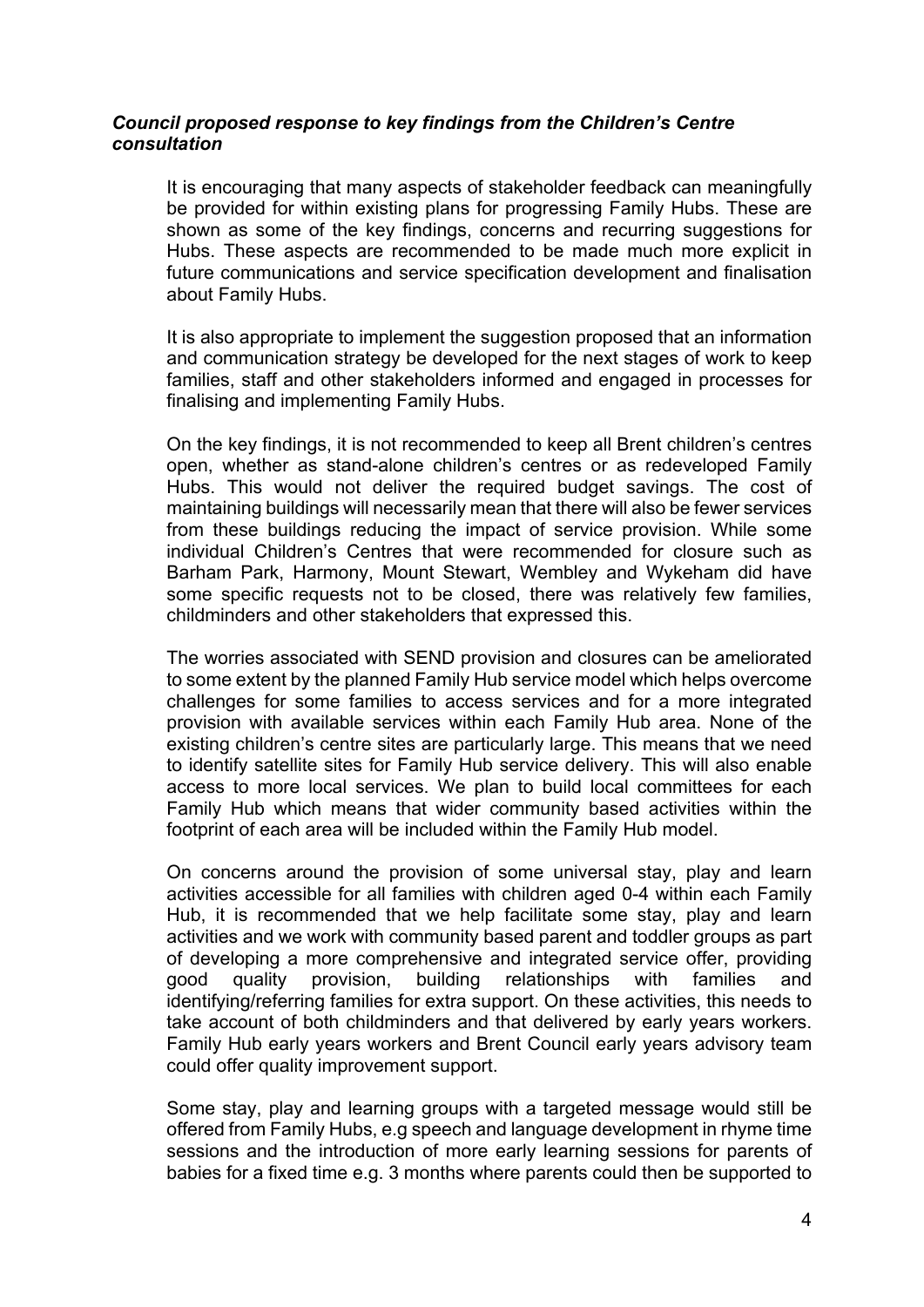***Council proposed response to key findings from the Children's Centre consultation***

It is encouraging that many aspects of stakeholder feedback can meaningfully be provided for within existing plans for progressing Family Hubs. These are shown as some of the key findings, concerns and recurring suggestions for Hubs. These aspects are recommended to be made much more explicit in future communications and service specification development and finalisation about Family Hubs.

It is also appropriate to implement the suggestion proposed that an information and communication strategy be developed for the next stages of work to keep families, staff and other stakeholders informed and engaged in processes for finalising and implementing Family Hubs.

On the key findings, it is not recommended to keep all Brent children's centres open, whether as stand-alone children's centres or as redeveloped Family Hubs. This would not deliver the required budget savings. The cost of maintaining buildings will necessarily mean that there will also be fewer services from these buildings reducing the impact of service provision. While some individual Children's Centres that were recommended for closure such as Barham Park, Harmony, Mount Stewart, Wembley and Wykeham did have some specific requests not to be closed, there was relatively few families, childminders and other stakeholders that expressed this.

The worries associated with SEND provision and closures can be ameliorated to some extent by the planned Family Hub service model which helps overcome challenges for some families to access services and for a more integrated provision with available services within each Family Hub area. None of the existing children's centre sites are particularly large. This means that we need to identify satellite sites for Family Hub service delivery. This will also enable access to more local services. We plan to build local committees for each Family Hub which means that wider community based activities within the footprint of each area will be included within the Family Hub model.

On concerns around the provision of some universal stay, play and learn activities accessible for all families with children aged 0-4 within each Family Hub, it is recommended that we help facilitate some stay, play and learn activities and we work with community based parent and toddler groups as part of developing a more comprehensive and integrated service offer, providing good quality provision, building relationships with families and identifying/referring families for extra support. On these activities, this needs to take account of both childminders and that delivered by early years workers. Family Hub early years workers and Brent Council early years advisory team could offer quality improvement support.

Some stay, play and learning groups with a targeted message would still be offered from Family Hubs, e.g speech and language development in rhyme time sessions and the introduction of more early learning sessions for parents of babies for a fixed time e.g. 3 months where parents could then be supported to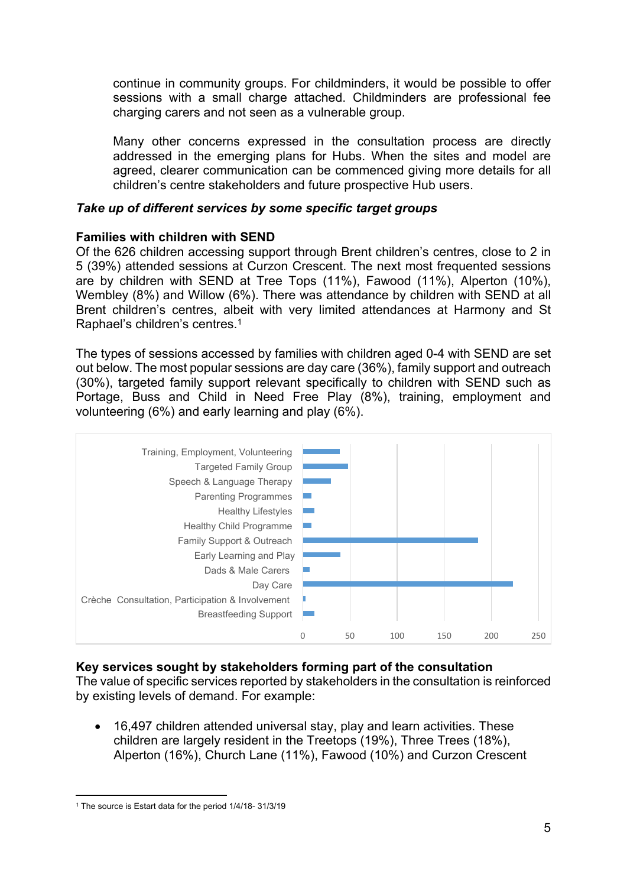continue in community groups. For childminders, it would be possible to offer sessions with a small charge attached. Childminders are professional fee charging carers and not seen as a vulnerable group.

Many other concerns expressed in the consultation process are directly addressed in the emerging plans for Hubs. When the sites and model are agreed, clearer communication can be commenced giving more details for all children's centre stakeholders and future prospective Hub users.

### *Take up of different services by some specific target groups*

**Families with children with SEND**

Of the 626 children accessing support through Brent children's centres, close to 2 in 5 (39%) attended sessions at Curzon Crescent. The next most frequented sessions are by children with SEND at Tree Tops (11%), Fawood (11%), Alperton (10%), Wembley (8%) and Willow (6%). There was attendance by children with SEND at all Brent children's centres, albeit with very limited attendances at Harmony and St Raphael's children's centres.[1]

The types of sessions accessed by families with children aged 0-4 with SEND are set out below. The most popular sessions are day care (36%), family support and outreach (30%), targeted family support relevant specifically to children with SEND such as Portage, Buss and Child in Need Free Play (8%), training, employment and volunteering (6%) and early learning and play (6%).

Training, Employment, Volunteering
Targeted Family Group
Speech & Language Therapy
Parenting Programmes
Healthy Lifestyles
Healthy Child Programme
Family Support & Outreach
Early Learning and Play
Dads & Male Carers
Day Care
Crèche Consultation, Participation & Involvement
Breastfeeding Support

0 50 100 150 200 250

**Key services sought by stakeholders forming part of the consultation**

The value of specific services reported by stakeholders in the consultation is reinforced by existing levels of demand. For example:

- 16,497 children attended universal stay, play and learn activities. These children are largely resident in the Treetops (19%), Three Trees (18%), Alperton (16%), Church Lane (11%), Fawood (10%) and Curzon Crescent

[1] The source is Estart data for the period 1/4/18- 31/3/19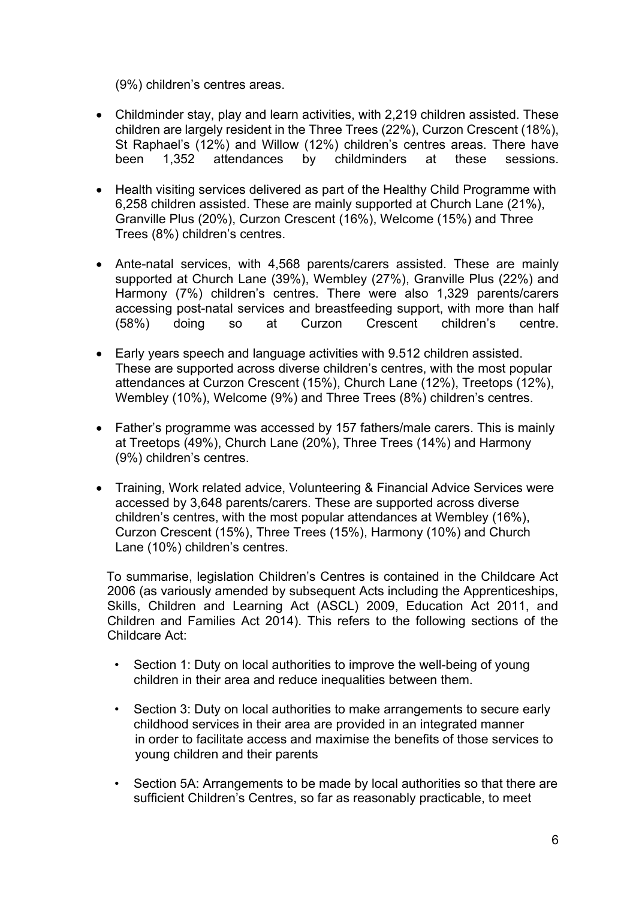(9%) children's centres areas.

- Childminder stay, play and learn activities, with 2,219 children assisted. These children are largely resident in the Three Trees (22%), Curzon Crescent (18%), St Raphael's (12%) and Willow (12%) children's centres areas. There have been 1,352 attendances by childminders at these sessions.

- Health visiting services delivered as part of the Healthy Child Programme with 6,258 children assisted. These are mainly supported at Church Lane (21%), Granville Plus (20%), Curzon Crescent (16%), Welcome (15%) and Three Trees (8%) children's centres.

- Ante-natal services, with 4,568 parents/carers assisted. These are mainly supported at Church Lane (39%), Wembley (27%), Granville Plus (22%) and Harmony (7%) children's centres. There were also 1,329 parents/carers accessing post-natal services and breastfeeding support, with more than half (58%) doing so at Curzon Crescent children's centre.

- Early years speech and language activities with 9.512 children assisted. These are supported across diverse children's centres, with the most popular attendances at Curzon Crescent (15%), Church Lane (12%), Treetops (12%), Wembley (10%), Welcome (9%) and Three Trees (8%) children's centres.

- Father's programme was accessed by 157 fathers/male carers. This is mainly at Treetops (49%), Church Lane (20%), Three Trees (14%) and Harmony (9%) children's centres.

- Training, Work related advice, Volunteering & Financial Advice Services were accessed by 3,648 parents/carers. These are supported across diverse children's centres, with the most popular attendances at Wembley (16%), Curzon Crescent (15%), Three Trees (15%), Harmony (10%) and Church Lane (10%) children's centres.

To summarise, legislation Children's Centres is contained in the Childcare Act 2006 (as variously amended by subsequent Acts including the Apprenticeships, Skills, Children and Learning Act (ASCL) 2009, Education Act 2011, and Children and Families Act 2014). This refers to the following sections of the Childcare Act:

- Section 1: Duty on local authorities to improve the well-being of young children in their area and reduce inequalities between them.

- Section 3: Duty on local authorities to make arrangements to secure early childhood services in their area are provided in an integrated manner in order to facilitate access and maximise the benefits of those services to young children and their parents

- Section 5A: Arrangements to be made by local authorities so that there are sufficient Children's Centres, so far as reasonably practicable, to meet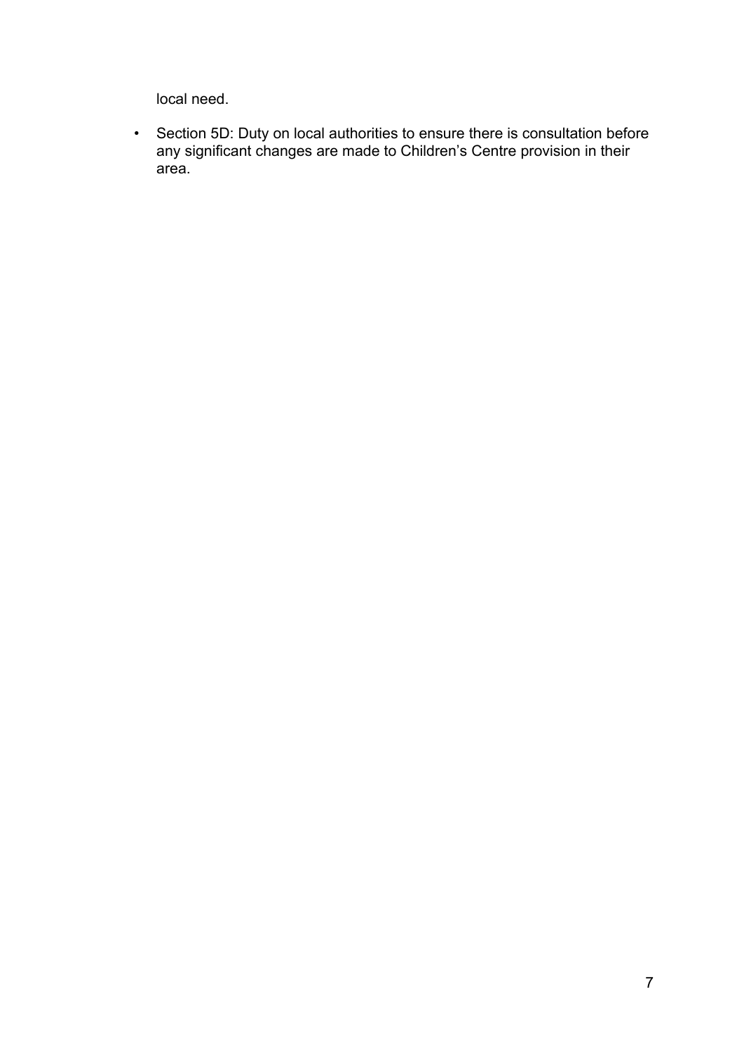local need.

- Section 5D: Duty on local authorities to ensure there is consultation before any significant changes are made to Children's Centre provision in their area.